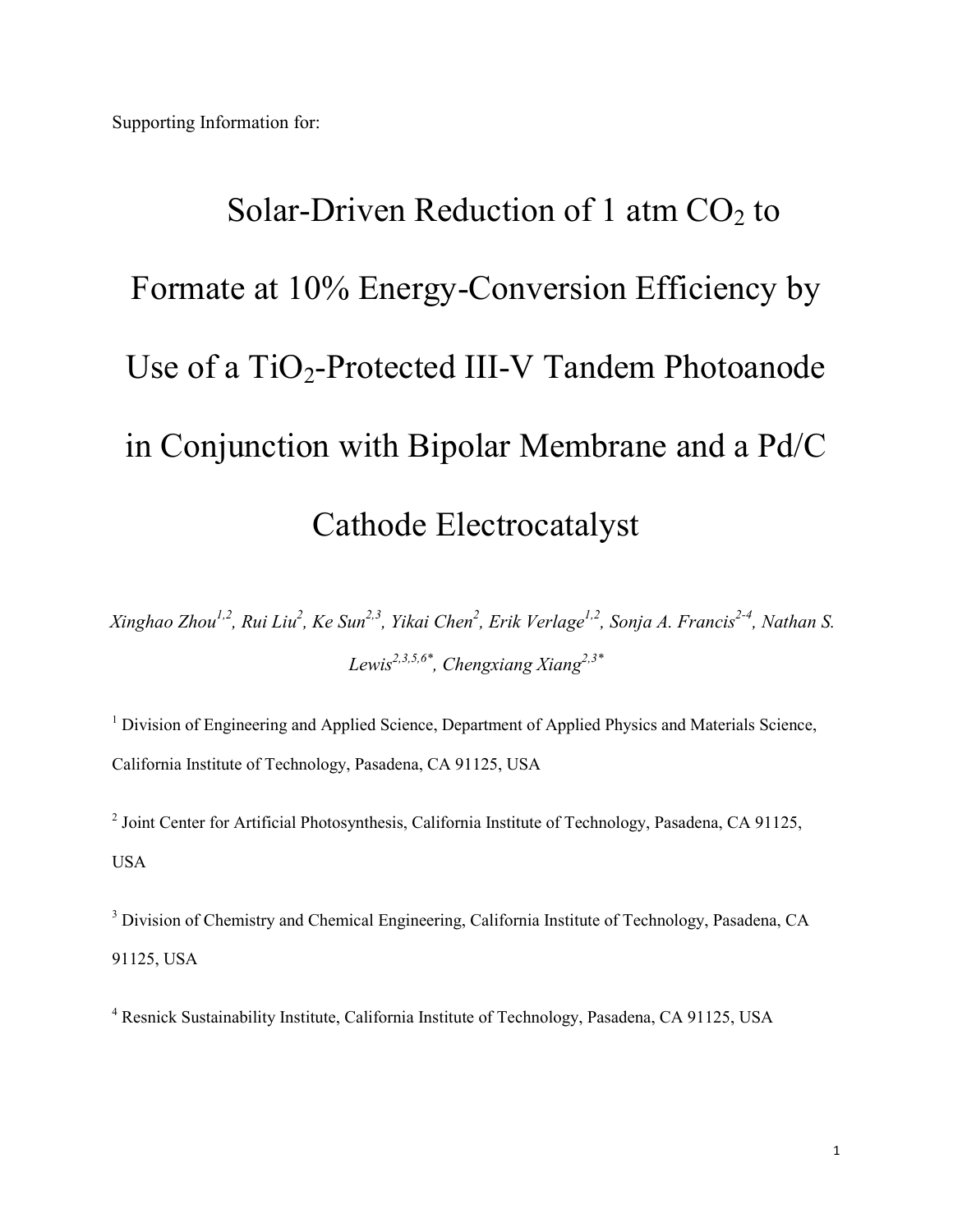Supporting Information for:

# Solar-Driven Reduction of 1 atm $CO_2$ to Formate at 10% Energy-Conversion Efficiency by Use of a $TiO_2$-Protected III-V Tandem Photoanode in Conjunction with Bipolar Membrane and a Pd/C Cathode Electrocatalyst

*Xinghao Zhou[1,2], Rui Liu[2], Ke Sun[2,3], Yikai Chen[2], Erik Verlage[1,2], Sonja A. Francis[2-4], Nathan S. Lewis[2,3,5,6*], Chengxiang Xiang[2,3*]*

[1] Division of Engineering and Applied Science, Department of Applied Physics and Materials Science, California Institute of Technology, Pasadena, CA 91125, USA

[2] Joint Center for Artificial Photosynthesis, California Institute of Technology, Pasadena, CA 91125, USA

[3] Division of Chemistry and Chemical Engineering, California Institute of Technology, Pasadena, CA 91125, USA

[4] Resnick Sustainability Institute, California Institute of Technology, Pasadena, CA 91125, USA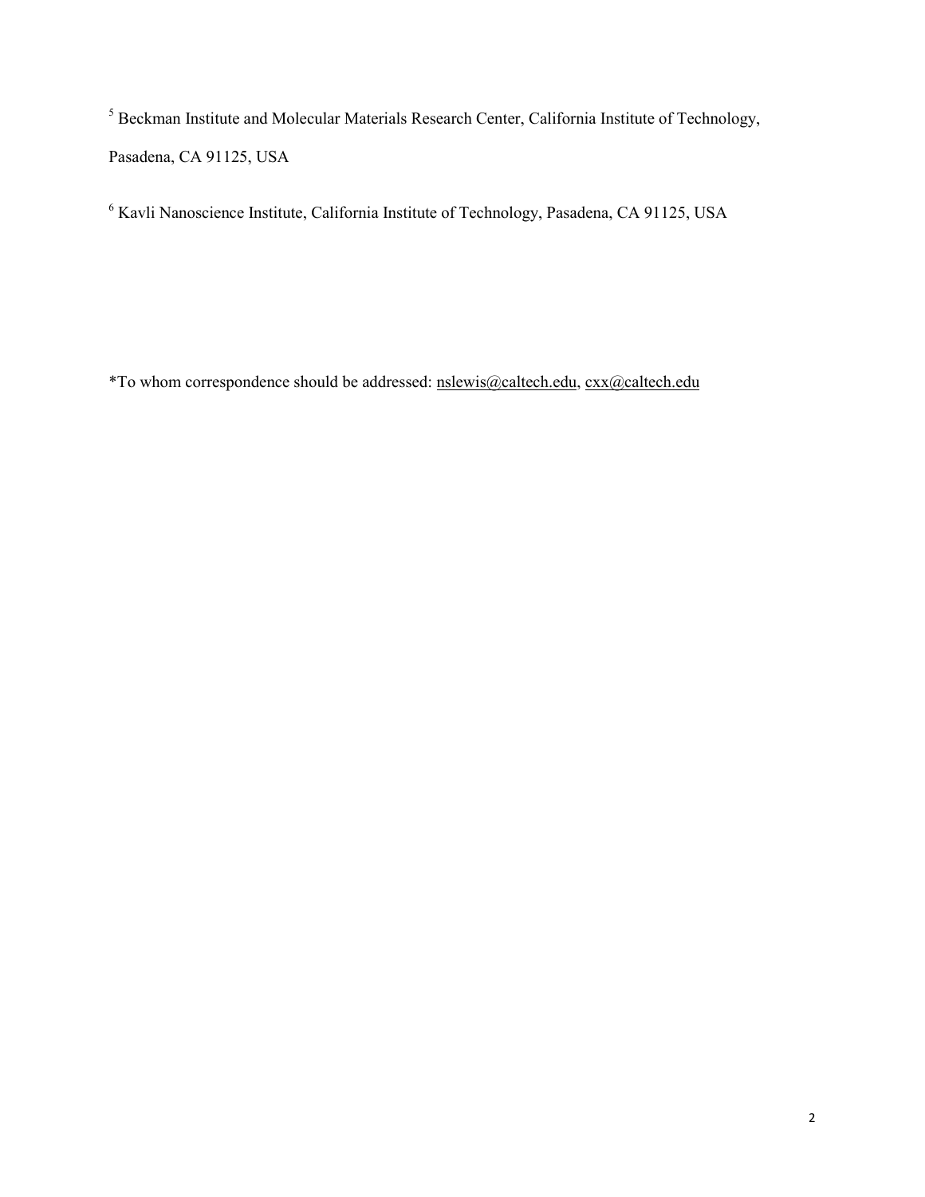[5] Beckman Institute and Molecular Materials Research Center, California Institute of Technology, Pasadena, CA 91125, USA

[6] Kavli Nanoscience Institute, California Institute of Technology, Pasadena, CA 91125, USA

*To whom correspondence should be addressed: nslewis@caltech.edu, cxx@caltech.edu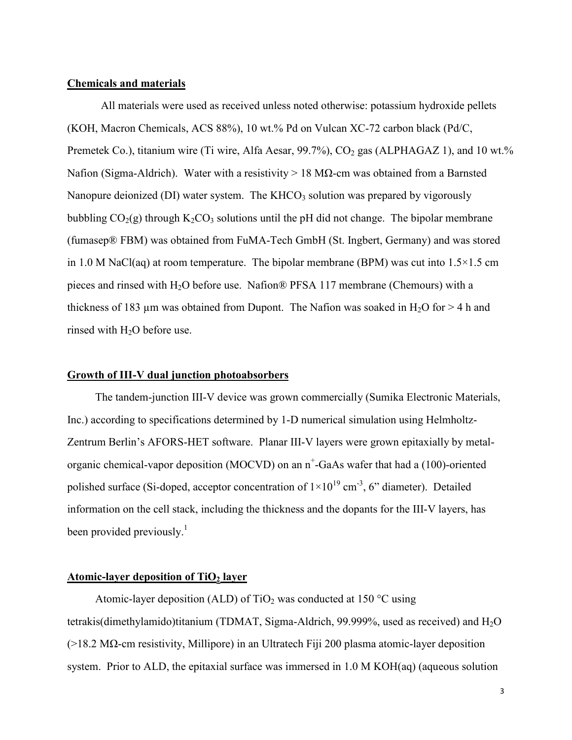## Chemicals and materials

All materials were used as received unless noted otherwise: potassium hydroxide pellets (KOH, Macron Chemicals, ACS 88%), 10 wt.% Pd on Vulcan XC-72 carbon black (Pd/C, Premetek Co.), titanium wire (Ti wire, Alfa Aesar, 99.7%), $CO_2$ gas (ALPHAGAZ 1), and 10 wt.% Nafion (Sigma-Aldrich). Water with a resistivity > 18 MΩ-cm was obtained from a Barnsted Nanopure deionized (DI) water system. The $KHCO_3$ solution was prepared by vigorously bubbling $CO_2(g)$ through $K_2CO_3$ solutions until the pH did not change. The bipolar membrane (fumasep® FBM) was obtained from FuMA-Tech GmbH (St. Ingbert, Germany) and was stored in 1.0 M NaCl(aq) at room temperature. The bipolar membrane (BPM) was cut into 1.5×1.5 cm pieces and rinsed with $H_2O$ before use. Nafion® PFSA 117 membrane (Chemours) with a thickness of 183 μm was obtained from Dupont. The Nafion was soaked in $H_2O$ for > 4 h and rinsed with $H_2O$ before use.

## Growth of III-V dual junction photoabsorbers

The tandem-junction III-V device was grown commercially (Sumika Electronic Materials, Inc.) according to specifications determined by 1-D numerical simulation using Helmholtz-Zentrum Berlin's AFORS-HET software. Planar III-V layers were grown epitaxially by metal-organic chemical-vapor deposition (MOCVD) on an $n^+$-GaAs wafer that had a (100)-oriented polished surface (Si-doped, acceptor concentration of $1\times10^{19}$ $cm^{-3}$, 6" diameter). Detailed information on the cell stack, including the thickness and the dopants for the III-V layers, has been provided previously.[1]

## Atomic-layer deposition of $TiO_2$ layer

Atomic-layer deposition (ALD) of $TiO_2$ was conducted at 150 °C using tetrakis(dimethylamido)titanium (TDMAT, Sigma-Aldrich, 99.999%, used as received) and $H_2O$ (>18.2 MΩ-cm resistivity, Millipore) in an Ultratech Fiji 200 plasma atomic-layer deposition system. Prior to ALD, the epitaxial surface was immersed in 1.0 M KOH(aq) (aqueous solution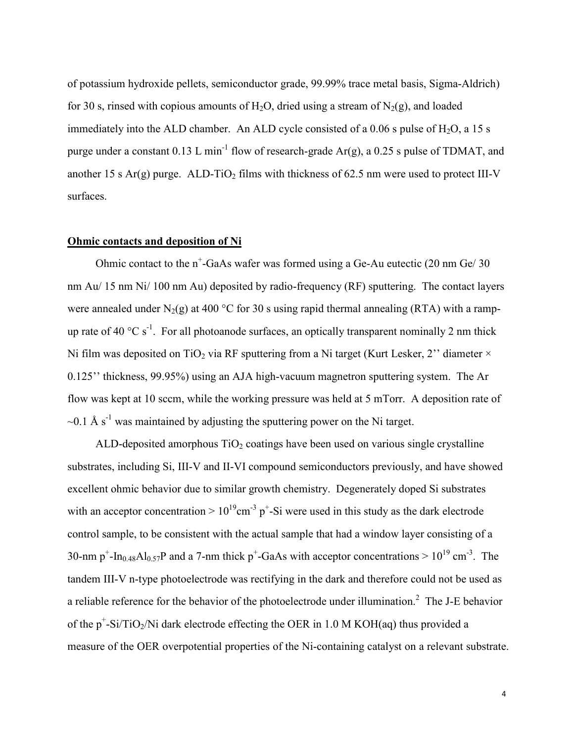of potassium hydroxide pellets, semiconductor grade, 99.99% trace metal basis, Sigma-Aldrich) for 30 s, rinsed with copious amounts of $H_2O$, dried using a stream of $N_2(g)$, and loaded immediately into the ALD chamber. An ALD cycle consisted of a 0.06 s pulse of $H_2O$, a 15 s purge under a constant 0.13 L $min^{-1}$ flow of research-grade Ar(g), a 0.25 s pulse of TDMAT, and another 15 s Ar(g) purge. ALD-$TiO_2$ films with thickness of 62.5 nm were used to protect III-V surfaces.

## Ohmic contacts and deposition of Ni

Ohmic contact to the $n^+$-GaAs wafer was formed using a Ge-Au eutectic (20 nm Ge/ 30 nm Au/ 15 nm Ni/ 100 nm Au) deposited by radio-frequency (RF) sputtering. The contact layers were annealed under $N_2(g)$ at 400 °C for 30 s using rapid thermal annealing (RTA) with a ramp-up rate of 40 °C $s^{-1}$. For all photoanode surfaces, an optically transparent nominally 2 nm thick Ni film was deposited on $TiO_2$ via RF sputtering from a Ni target (Kurt Lesker, 2'' diameter × 0.125'' thickness, 99.95%) using an AJA high-vacuum magnetron sputtering system. The Ar flow was kept at 10 sccm, while the working pressure was held at 5 mTorr. A deposition rate of ~0.1 Å $s^{-1}$ was maintained by adjusting the sputtering power on the Ni target.

ALD-deposited amorphous $TiO_2$ coatings have been used on various single crystalline substrates, including Si, III-V and II-VI compound semiconductors previously, and have showed excellent ohmic behavior due to similar growth chemistry. Degenerately doped Si substrates with an acceptor concentration > $10^{19}$ $cm^{-3}$ $p^+$-Si were used in this study as the dark electrode control sample, to be consistent with the actual sample that had a window layer consisting of a 30-nm $p^+$-$In_{0.48}Al_{0.57}P$ and a 7-nm thick $p^+$-GaAs with acceptor concentrations > $10^{19}$ $cm^{-3}$. The tandem III-V n-type photoelectrode was rectifying in the dark and therefore could not be used as a reliable reference for the behavior of the photoelectrode under illumination.[2] The J-E behavior of the $p^+$-Si/$TiO_2$/Ni dark electrode effecting the OER in 1.0 M KOH(aq) thus provided a measure of the OER overpotential properties of the Ni-containing catalyst on a relevant substrate.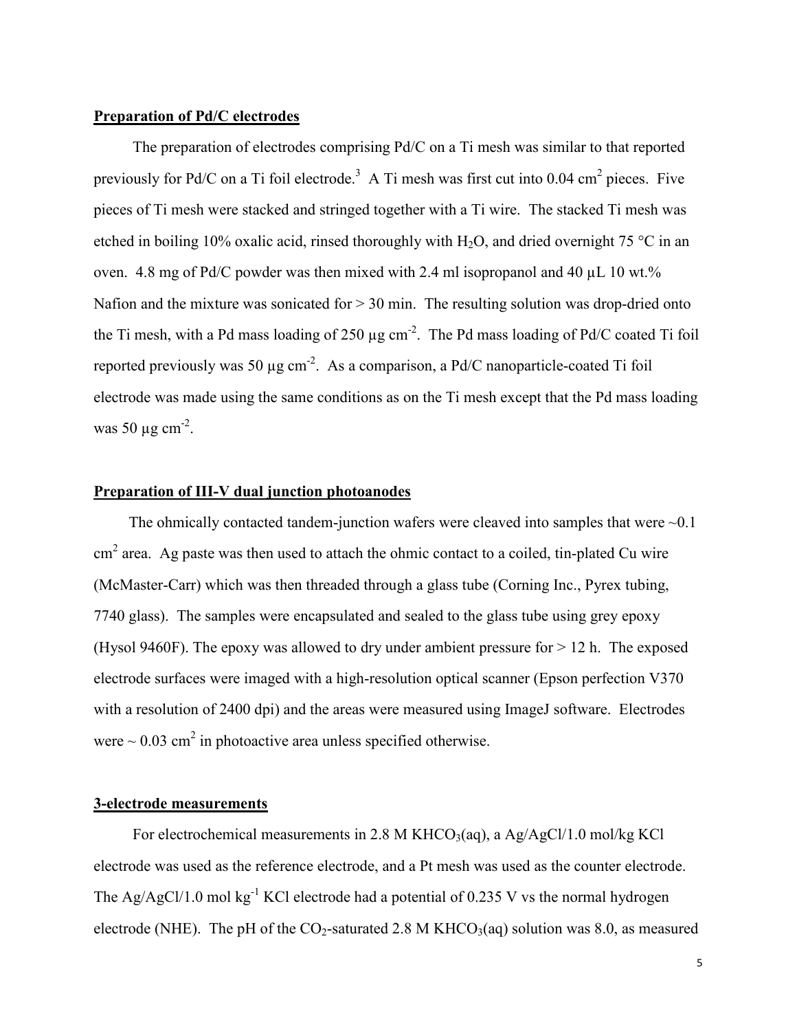**Preparation of Pd/C electrodes**

The preparation of electrodes comprising Pd/C on a Ti mesh was similar to that reported previously for Pd/C on a Ti foil electrode.[3] A Ti mesh was first cut into 0.04 $cm^2$ pieces. Five pieces of Ti mesh were stacked and stringed together with a Ti wire. The stacked Ti mesh was etched in boiling 10% oxalic acid, rinsed thoroughly with $H_2O$, and dried overnight 75 °C in an oven. 4.8 mg of Pd/C powder was then mixed with 2.4 ml isopropanol and 40 μL 10 wt.% Nafion and the mixture was sonicated for > 30 min. The resulting solution was drop-dried onto the Ti mesh, with a Pd mass loading of 250 μg $cm^{-2}$. The Pd mass loading of Pd/C coated Ti foil reported previously was 50 μg $cm^{-2}$. As a comparison, a Pd/C nanoparticle-coated Ti foil electrode was made using the same conditions as on the Ti mesh except that the Pd mass loading was 50 μg $cm^{-2}$.

**Preparation of III-V dual junction photoanodes**

The ohmically contacted tandem-junction wafers were cleaved into samples that were ~0.1 $cm^2$ area. Ag paste was then used to attach the ohmic contact to a coiled, tin-plated Cu wire (McMaster-Carr) which was then threaded through a glass tube (Corning Inc., Pyrex tubing, 7740 glass). The samples were encapsulated and sealed to the glass tube using grey epoxy (Hysol 9460F). The epoxy was allowed to dry under ambient pressure for > 12 h. The exposed electrode surfaces were imaged with a high-resolution optical scanner (Epson perfection V370 with a resolution of 2400 dpi) and the areas were measured using ImageJ software. Electrodes were ~ 0.03 $cm^2$ in photoactive area unless specified otherwise.

**3-electrode measurements**

For electrochemical measurements in 2.8 M $KHCO_3$(aq), a Ag/AgCl/1.0 mol/kg KCl electrode was used as the reference electrode, and a Pt mesh was used as the counter electrode. The Ag/AgCl/1.0 mol $kg^{-1}$ KCl electrode had a potential of 0.235 V vs the normal hydrogen electrode (NHE). The pH of the $CO_2$-saturated 2.8 M $KHCO_3$(aq) solution was 8.0, as measured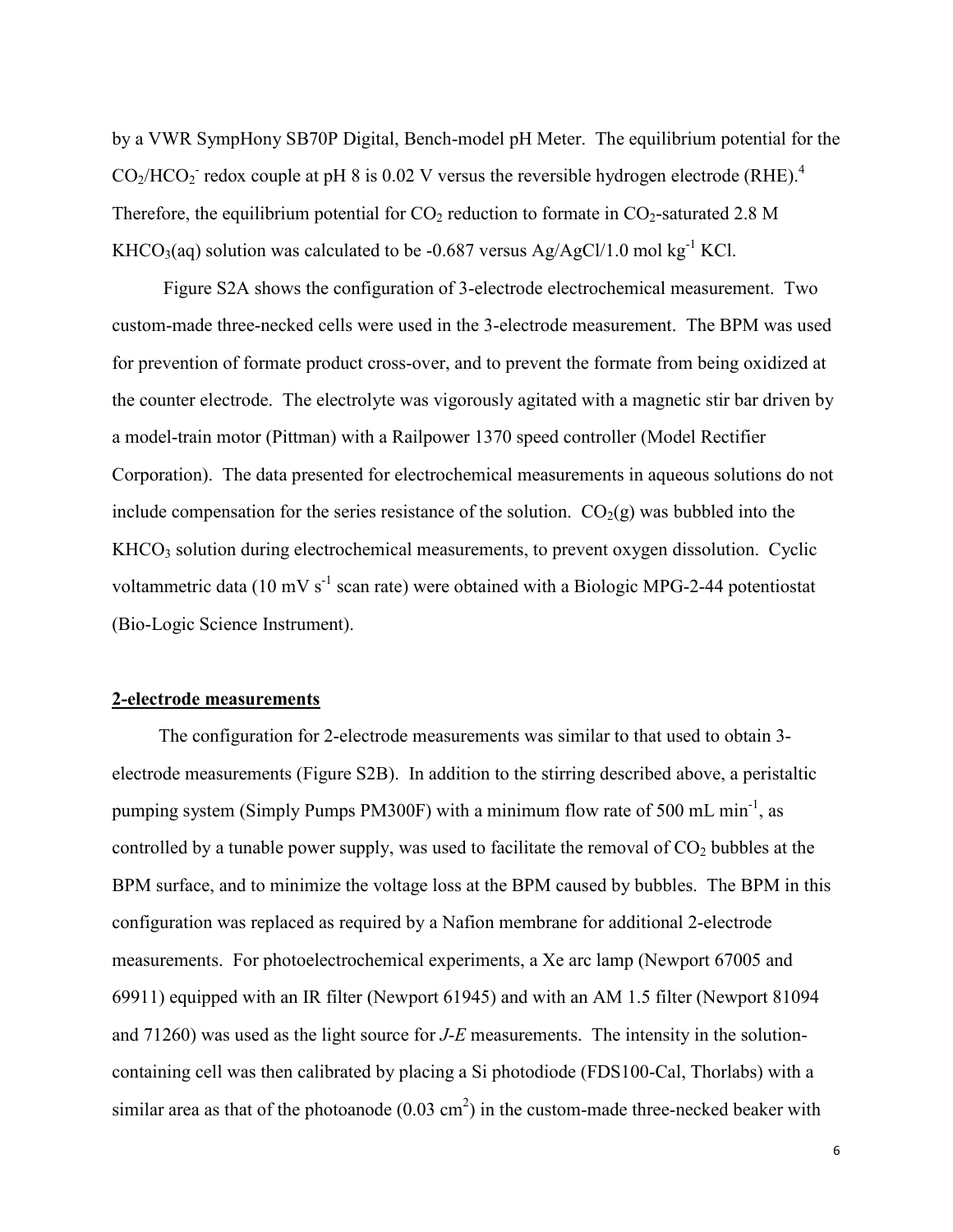by a VWR SympHony SB70P Digital, Bench-model pH Meter. The equilibrium potential for the $CO_2/HCO_2^-$ redox couple at pH 8 is 0.02 V versus the reversible hydrogen electrode (RHE).[4] Therefore, the equilibrium potential for $CO_2$ reduction to formate in $CO_2$-saturated 2.8 M $KHCO_3$(aq) solution was calculated to be -0.687 versus Ag/AgCl/1.0 mol $kg^{-1}$ KCl.

Figure S2A shows the configuration of 3-electrode electrochemical measurement. Two custom-made three-necked cells were used in the 3-electrode measurement. The BPM was used for prevention of formate product cross-over, and to prevent the formate from being oxidized at the counter electrode. The electrolyte was vigorously agitated with a magnetic stir bar driven by a model-train motor (Pittman) with a Railpower 1370 speed controller (Model Rectifier Corporation). The data presented for electrochemical measurements in aqueous solutions do not include compensation for the series resistance of the solution. $CO_2$(g) was bubbled into the $KHCO_3$ solution during electrochemical measurements, to prevent oxygen dissolution. Cyclic voltammetric data (10 mV $s^{-1}$ scan rate) were obtained with a Biologic MPG-2-44 potentiostat (Bio-Logic Science Instrument).

## 2-electrode measurements

The configuration for 2-electrode measurements was similar to that used to obtain 3-electrode measurements (Figure S2B). In addition to the stirring described above, a peristaltic pumping system (Simply Pumps PM300F) with a minimum flow rate of 500 mL $min^{-1}$, as controlled by a tunable power supply, was used to facilitate the removal of $CO_2$ bubbles at the BPM surface, and to minimize the voltage loss at the BPM caused by bubbles. The BPM in this configuration was replaced as required by a Nafion membrane for additional 2-electrode measurements. For photoelectrochemical experiments, a Xe arc lamp (Newport 67005 and 69911) equipped with an IR filter (Newport 61945) and with an AM 1.5 filter (Newport 81094 and 71260) was used as the light source for *J-E* measurements. The intensity in the solution-containing cell was then calibrated by placing a Si photodiode (FDS100-Cal, Thorlabs) with a similar area as that of the photoanode (0.03 $cm^2$) in the custom-made three-necked beaker with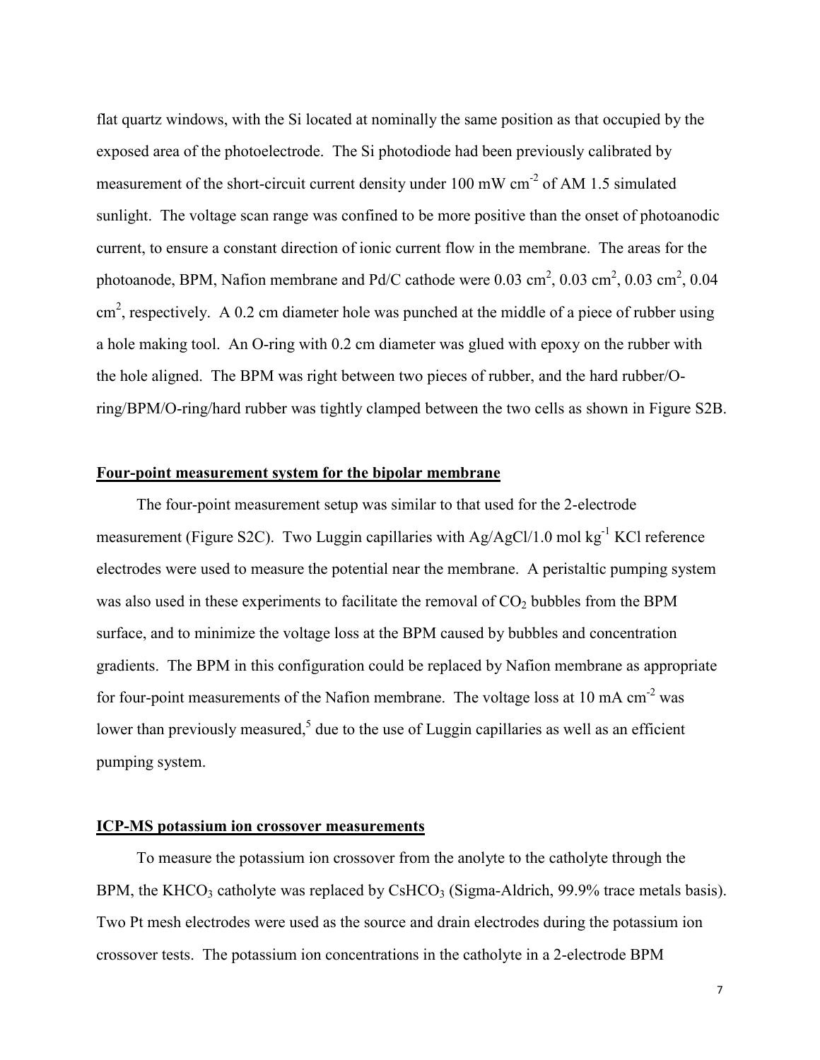flat quartz windows, with the Si located at nominally the same position as that occupied by the exposed area of the photoelectrode. The Si photodiode had been previously calibrated by measurement of the short-circuit current density under 100 mW $cm^{-2}$ of AM 1.5 simulated sunlight. The voltage scan range was confined to be more positive than the onset of photoanodic current, to ensure a constant direction of ionic current flow in the membrane. The areas for the photoanode, BPM, Nafion membrane and Pd/C cathode were 0.03 $cm^2$, 0.03 $cm^2$, 0.03 $cm^2$, 0.04 $cm^2$, respectively. A 0.2 cm diameter hole was punched at the middle of a piece of rubber using a hole making tool. An O-ring with 0.2 cm diameter was glued with epoxy on the rubber with the hole aligned. The BPM was right between two pieces of rubber, and the hard rubber/O-ring/BPM/O-ring/hard rubber was tightly clamped between the two cells as shown in Figure S2B.

## Four-point measurement system for the bipolar membrane

The four-point measurement setup was similar to that used for the 2-electrode measurement (Figure S2C). Two Luggin capillaries with Ag/AgCl/1.0 mol $kg^{-1}$ KCl reference electrodes were used to measure the potential near the membrane. A peristaltic pumping system was also used in these experiments to facilitate the removal of $CO_2$ bubbles from the BPM surface, and to minimize the voltage loss at the BPM caused by bubbles and concentration gradients. The BPM in this configuration could be replaced by Nafion membrane as appropriate for four-point measurements of the Nafion membrane. The voltage loss at 10 mA $cm^{-2}$ was lower than previously measured,[5] due to the use of Luggin capillaries as well as an efficient pumping system.

## ICP-MS potassium ion crossover measurements

To measure the potassium ion crossover from the anolyte to the catholyte through the BPM, the $KHCO_3$ catholyte was replaced by $CsHCO_3$ (Sigma-Aldrich, 99.9% trace metals basis). Two Pt mesh electrodes were used as the source and drain electrodes during the potassium ion crossover tests. The potassium ion concentrations in the catholyte in a 2-electrode BPM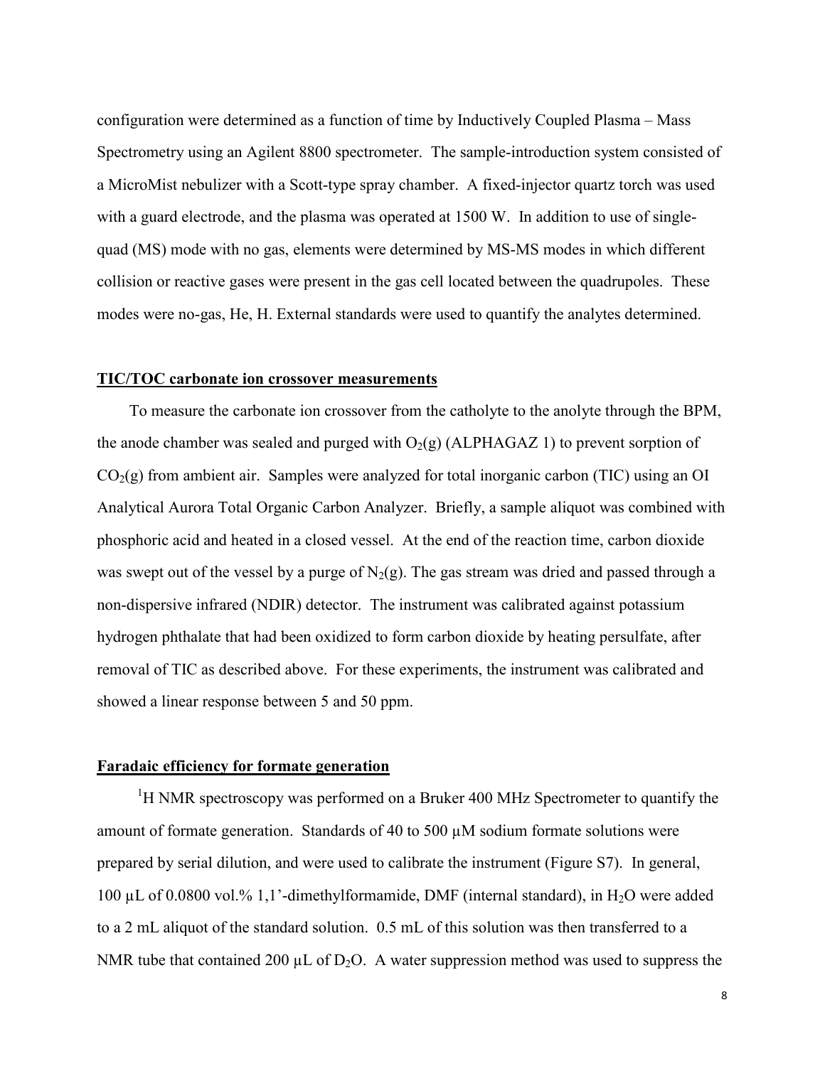configuration were determined as a function of time by Inductively Coupled Plasma – Mass Spectrometry using an Agilent 8800 spectrometer. The sample-introduction system consisted of a MicroMist nebulizer with a Scott-type spray chamber. A fixed-injector quartz torch was used with a guard electrode, and the plasma was operated at 1500 W. In addition to use of single-quad (MS) mode with no gas, elements were determined by MS-MS modes in which different collision or reactive gases were present in the gas cell located between the quadrupoles. These modes were no-gas, He, H. External standards were used to quantify the analytes determined.

## TIC/TOC carbonate ion crossover measurements

To measure the carbonate ion crossover from the catholyte to the anolyte through the BPM, the anode chamber was sealed and purged with $O_2(g)$ (ALPHAGAZ 1) to prevent sorption of $CO_2(g)$ from ambient air. Samples were analyzed for total inorganic carbon (TIC) using an OI Analytical Aurora Total Organic Carbon Analyzer. Briefly, a sample aliquot was combined with phosphoric acid and heated in a closed vessel. At the end of the reaction time, carbon dioxide was swept out of the vessel by a purge of $N_2(g)$. The gas stream was dried and passed through a non-dispersive infrared (NDIR) detector. The instrument was calibrated against potassium hydrogen phthalate that had been oxidized to form carbon dioxide by heating persulfate, after removal of TIC as described above. For these experiments, the instrument was calibrated and showed a linear response between 5 and 50 ppm.

## Faradaic efficiency for formate generation

$^1$H NMR spectroscopy was performed on a Bruker 400 MHz Spectrometer to quantify the amount of formate generation. Standards of 40 to 500 μM sodium formate solutions were prepared by serial dilution, and were used to calibrate the instrument (Figure S7). In general, 100 μL of 0.0800 vol.% 1,1'-dimethylformamide, DMF (internal standard), in $H_2O$ were added to a 2 mL aliquot of the standard solution. 0.5 mL of this solution was then transferred to a NMR tube that contained 200 μL of $D_2O$. A water suppression method was used to suppress the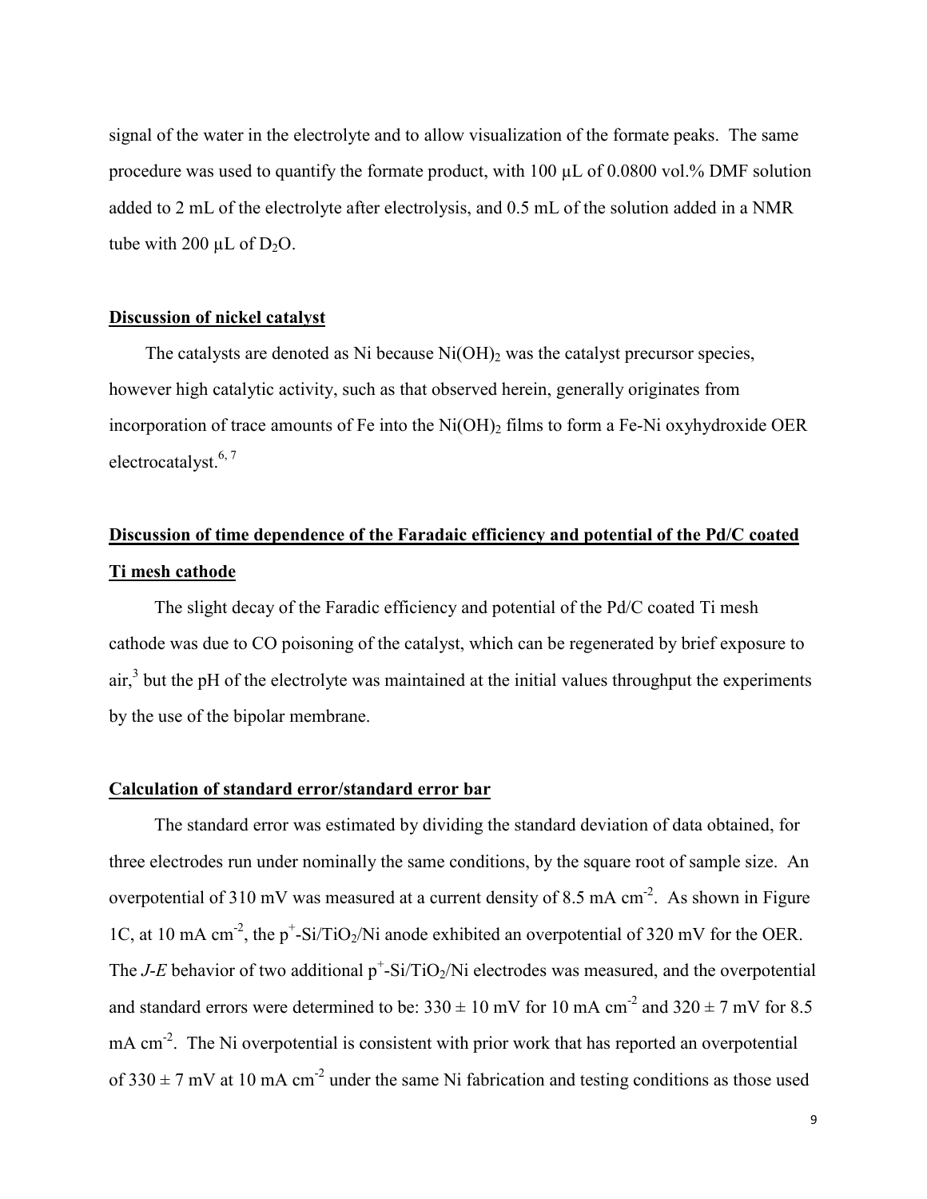signal of the water in the electrolyte and to allow visualization of the formate peaks. The same procedure was used to quantify the formate product, with 100 μL of 0.0800 vol.% DMF solution added to 2 mL of the electrolyte after electrolysis, and 0.5 mL of the solution added in a NMR tube with 200 μL of $D_2O$.

## Discussion of nickel catalyst

The catalysts are denoted as Ni because $Ni(OH)_2$ was the catalyst precursor species, however high catalytic activity, such as that observed herein, generally originates from incorporation of trace amounts of Fe into the $Ni(OH)_2$ films to form a Fe-Ni oxyhydroxide OER electrocatalyst.[6, 7]

## Discussion of time dependence of the Faradaic efficiency and potential of the Pd/C coated Ti mesh cathode

The slight decay of the Faradic efficiency and potential of the Pd/C coated Ti mesh cathode was due to CO poisoning of the catalyst, which can be regenerated by brief exposure to air,[3] but the pH of the electrolyte was maintained at the initial values throughput the experiments by the use of the bipolar membrane.

## Calculation of standard error/standard error bar

The standard error was estimated by dividing the standard deviation of data obtained, for three electrodes run under nominally the same conditions, by the square root of sample size. An overpotential of 310 mV was measured at a current density of 8.5 mA $cm^{-2}$. As shown in Figure 1C, at 10 mA $cm^{-2}$, the $p^+$-Si/$TiO_2$/Ni anode exhibited an overpotential of 320 mV for the OER. The *J*-*E* behavior of two additional $p^+$-Si/$TiO_2$/Ni electrodes was measured, and the overpotential and standard errors were determined to be: $330 \pm 10$ mV for 10 mA $cm^{-2}$ and $320 \pm 7$ mV for 8.5 mA $cm^{-2}$. The Ni overpotential is consistent with prior work that has reported an overpotential of $330 \pm 7$ mV at 10 mA $cm^{-2}$ under the same Ni fabrication and testing conditions as those used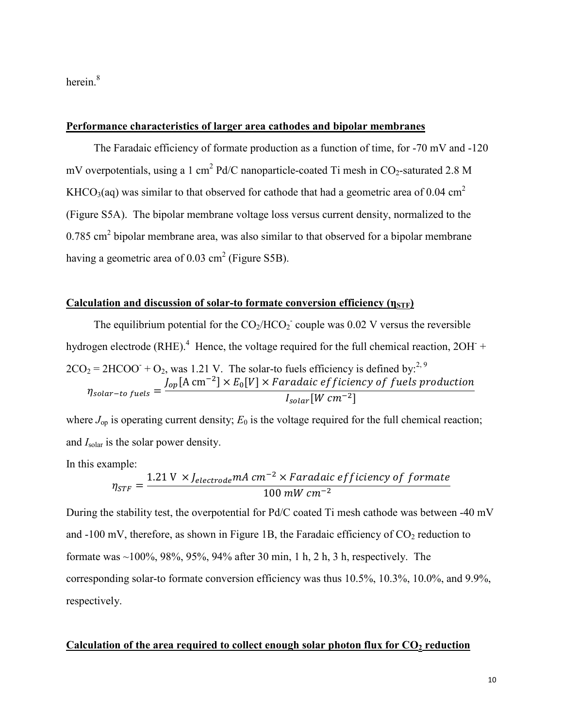herein.[8]

## Performance characteristics of larger area cathodes and bipolar membranes

The Faradaic efficiency of formate production as a function of time, for -70 mV and -120 mV overpotentials, using a 1 $cm^2$ Pd/C nanoparticle-coated Ti mesh in $CO_2$-saturated 2.8 M $KHCO_3$(aq) was similar to that observed for cathode that had a geometric area of 0.04 $cm^2$ (Figure S5A). The bipolar membrane voltage loss versus current density, normalized to the 0.785 $cm^2$ bipolar membrane area, was also similar to that observed for a bipolar membrane having a geometric area of 0.03 $cm^2$ (Figure S5B).

## Calculation and discussion of solar-to formate conversion efficiency ($\eta_{STF}$)

The equilibrium potential for the $CO_2/HCO_2^-$ couple was 0.02 V versus the reversible hydrogen electrode (RHE).[4] Hence, the voltage required for the full chemical reaction, $2OH^- + 2CO_2 = 2HCOO^- + O_2$, was 1.21 V. The solar-to fuels efficiency is defined by:[2, 9]

$$\eta_{solar-to\ fuels} = \frac{J_{op}[\mathrm{A\ cm^{-2}}] \times E_0[V] \times Faradaic\ efficiency\ of\ fuels\ production}{I_{solar}[W\ cm^{-2}]}$$

where $J_{op}$ is operating current density; $E_0$ is the voltage required for the full chemical reaction; and $I_{solar}$ is the solar power density.

In this example:

$$\eta_{STF} = \frac{1.21\ \mathrm{V}\ \times J_{electrode} mA\ cm^{-2} \times Faradaic\ efficiency\ of\ formate}{100\ mW\ cm^{-2}}$$

During the stability test, the overpotential for Pd/C coated Ti mesh cathode was between -40 mV and -100 mV, therefore, as shown in Figure 1B, the Faradaic efficiency of $CO_2$ reduction to formate was ~100%, 98%, 95%, 94% after 30 min, 1 h, 2 h, 3 h, respectively. The corresponding solar-to formate conversion efficiency was thus 10.5%, 10.3%, 10.0%, and 9.9%, respectively.

## Calculation of the area required to collect enough solar photon flux for $CO_2$ reduction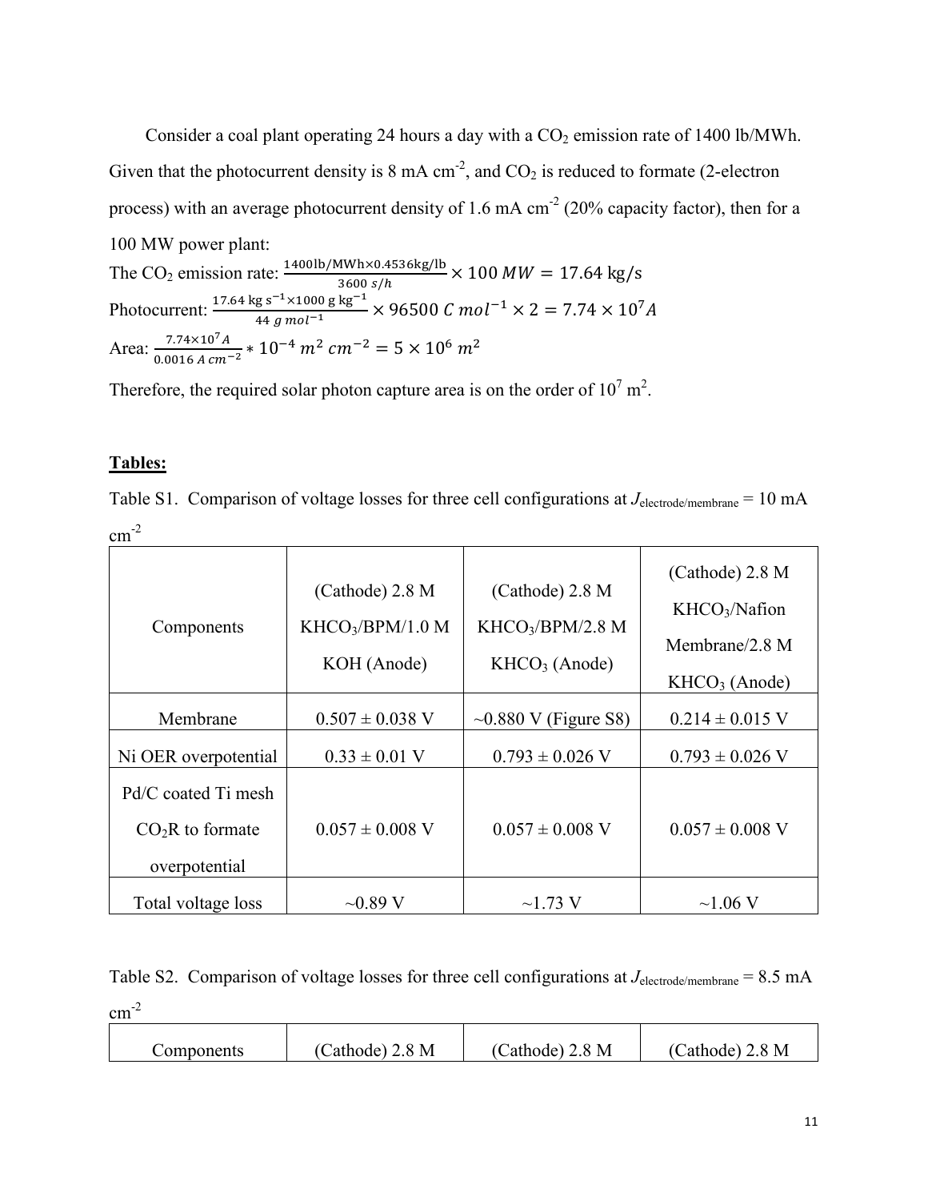Consider a coal plant operating 24 hours a day with a $CO_2$ emission rate of 1400 lb/MWh. Given that the photocurrent density is 8 mA cm$^{-2}$, and $CO_2$ is reduced to formate (2-electron process) with an average photocurrent density of 1.6 mA cm$^{-2}$ (20% capacity factor), then for a 100 MW power plant:

The $CO_2$ emission rate: $\frac{1400\text{lb/MWh}\times 0.4536\text{kg/lb}}{3600\ s/h} \times 100\ MW = 17.64\ \text{kg/s}$

Photocurrent: $\frac{17.64\ \text{kg s}^{-1} \times 1000\ \text{g kg}^{-1}}{44\ g\ mol^{-1}} \times 96500\ C\ mol^{-1} \times 2 = 7.74 \times 10^{7} A$

Area: $\frac{7.74\times 10^{7} A}{0.0016\ A\ cm^{-2}} * 10^{-4}\ m^2\ cm^{-2} = 5 \times 10^{6}\ m^2$

Therefore, the required solar photon capture area is on the order of $10^7$ m$^2$.

**Tables:**

Table S1. Comparison of voltage losses for three cell configurations at $J_{\text{electrode/membrane}}$ = 10 mA cm$^{-2}$

| Components | (Cathode) 2.8 M $KHCO_3$/BPM/1.0 M KOH (Anode) | (Cathode) 2.8 M $KHCO_3$/BPM/2.8 M $KHCO_3$ (Anode) | (Cathode) 2.8 M $KHCO_3$/Nafion Membrane/2.8 M $KHCO_3$ (Anode) |
|---|---|---|---|
| Membrane | 0.507 ± 0.038 V | ~0.880 V (Figure S8) | 0.214 ± 0.015 V |
| Ni OER overpotential | 0.33 ± 0.01 V | 0.793 ± 0.026 V | 0.793 ± 0.026 V |
| Pd/C coated Ti mesh $CO_2$R to formate overpotential | 0.057 ± 0.008 V | 0.057 ± 0.008 V | 0.057 ± 0.008 V |
| Total voltage loss | ~0.89 V | ~1.73 V | ~1.06 V |

Table S2. Comparison of voltage losses for three cell configurations at $J_{\text{electrode/membrane}}$ = 8.5 mA cm$^{-2}$

| Components | (Cathode) 2.8 M | (Cathode) 2.8 M | (Cathode) 2.8 M |
|---|---|---|---|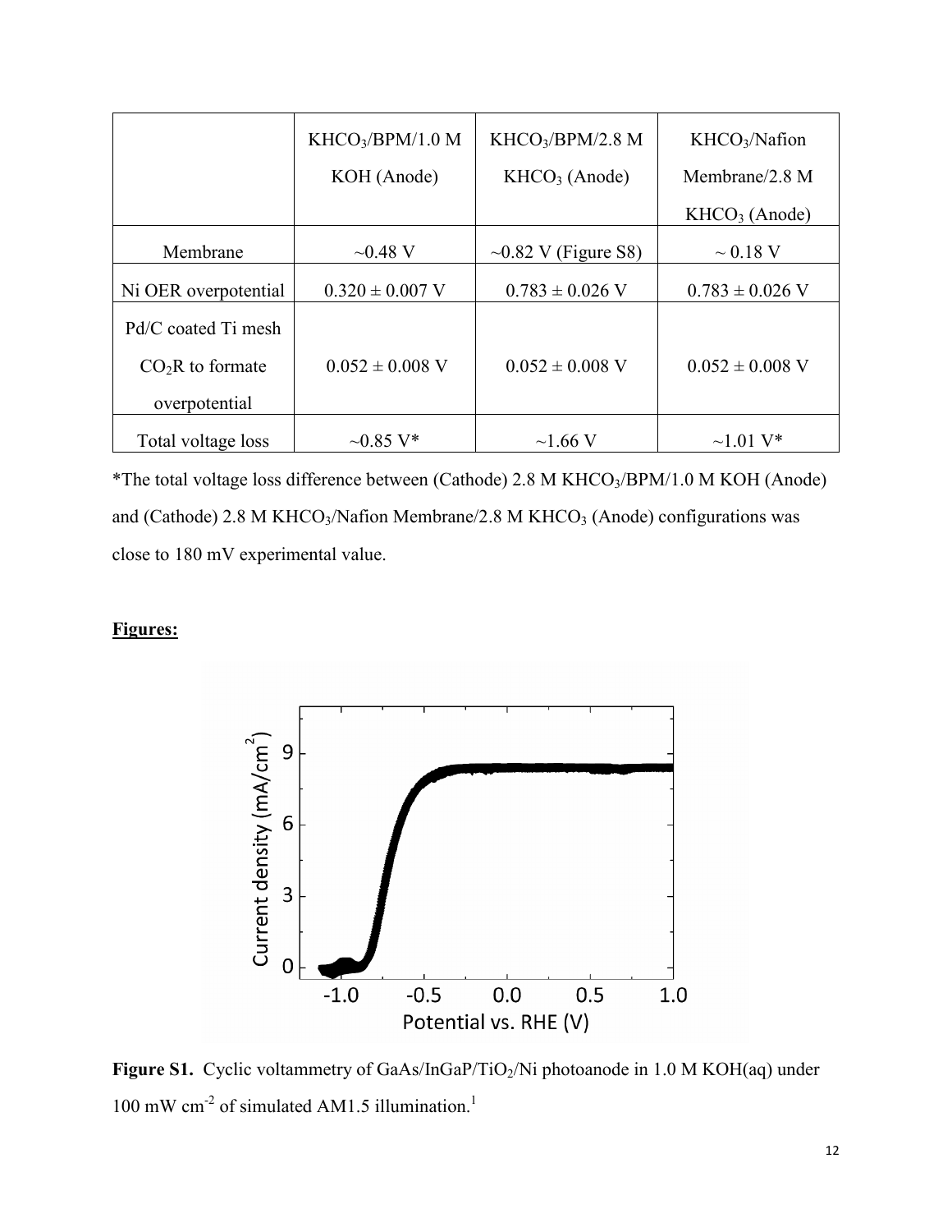| | $KHCO_3$/BPM/1.0 M KOH (Anode) | $KHCO_3$/BPM/2.8 M $KHCO_3$ (Anode) | $KHCO_3$/Nafion Membrane/2.8 M $KHCO_3$ (Anode) |
|---|---|---|---|
| Membrane | ~0.48 V | ~0.82 V (Figure S8) | ~ 0.18 V |
| Ni OER overpotential | 0.320 ± 0.007 V | 0.783 ± 0.026 V | 0.783 ± 0.026 V |
| Pd/C coated Ti mesh $CO_2R$ to formate overpotential | 0.052 ± 0.008 V | 0.052 ± 0.008 V | 0.052 ± 0.008 V |
| Total voltage loss | ~0.85 V* | ~1.66 V | ~1.01 V* |

*The total voltage loss difference between (Cathode) 2.8 M $KHCO_3$/BPM/1.0 M KOH (Anode) and (Cathode) 2.8 M $KHCO_3$/Nafion Membrane/2.8 M $KHCO_3$ (Anode) configurations was close to 180 mV experimental value.

**Figures:**

**Figure S1.** Cyclic voltammetry of GaAs/InGaP/$TiO_2$/Ni photoanode in 1.0 M KOH(aq) under 100 mW $cm^{-2}$ of simulated AM1.5 illumination.[1]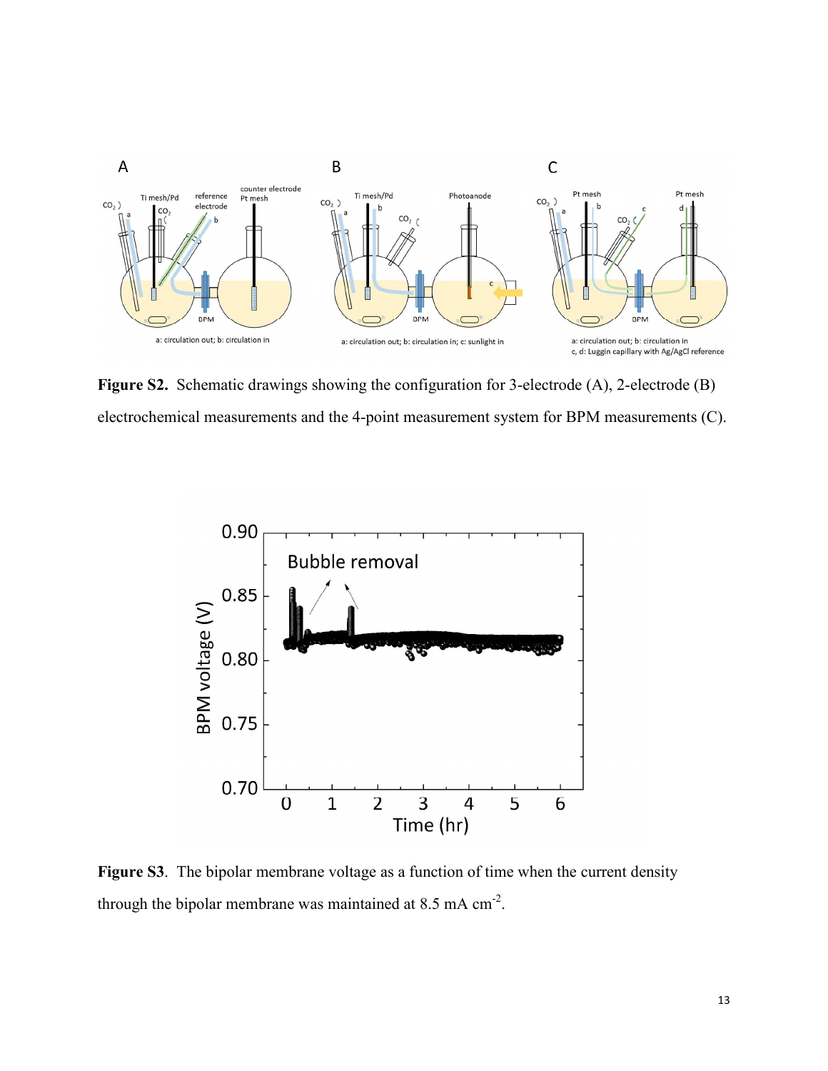**Figure S2.** Schematic drawings showing the configuration for 3-electrode (A), 2-electrode (B) electrochemical measurements and the 4-point measurement system for BPM measurements (C).

**Figure S3**. The bipolar membrane voltage as a function of time when the current density through the bipolar membrane was maintained at 8.5 mA cm$^{-2}$.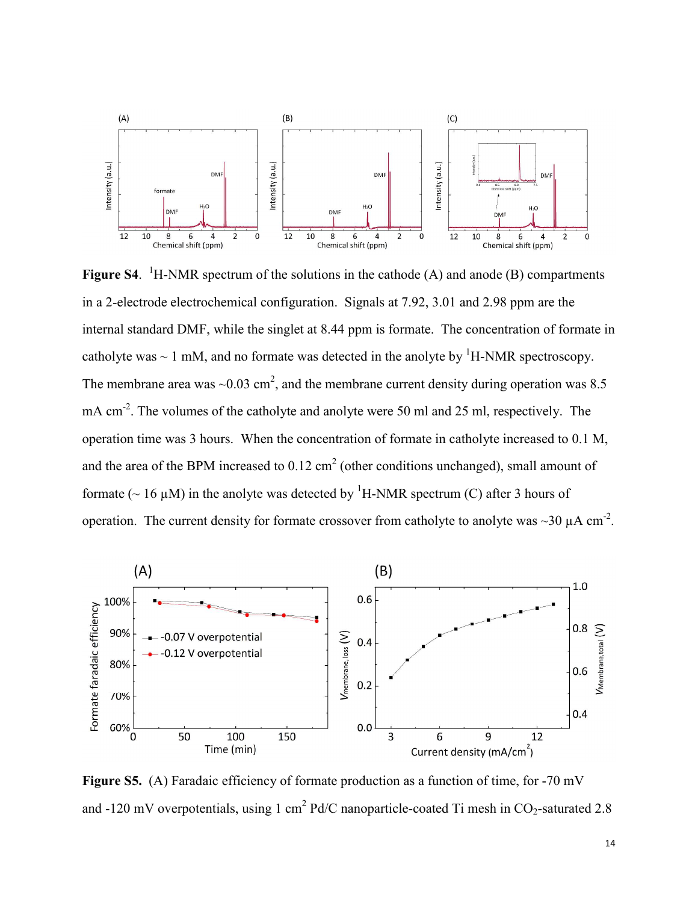**Figure S4.** $^1$H-NMR spectrum of the solutions in the cathode (A) and anode (B) compartments in a 2-electrode electrochemical configuration. Signals at 7.92, 3.01 and 2.98 ppm are the internal standard DMF, while the singlet at 8.44 ppm is formate. The concentration of formate in catholyte was ~ 1 mM, and no formate was detected in the anolyte by $^1$H-NMR spectroscopy. The membrane area was ~0.03 cm$^2$, and the membrane current density during operation was 8.5 mA cm$^{-2}$. The volumes of the catholyte and anolyte were 50 ml and 25 ml, respectively. The operation time was 3 hours. When the concentration of formate in catholyte increased to 0.1 M, and the area of the BPM increased to 0.12 cm$^2$ (other conditions unchanged), small amount of formate (~ 16 μM) in the anolyte was detected by $^1$H-NMR spectrum (C) after 3 hours of operation. The current density for formate crossover from catholyte to anolyte was ~30 μA cm$^{-2}$.

**Figure S5.** (A) Faradaic efficiency of formate production as a function of time, for -70 mV and -120 mV overpotentials, using 1 cm$^2$ Pd/C nanoparticle-coated Ti mesh in $CO_2$-saturated 2.8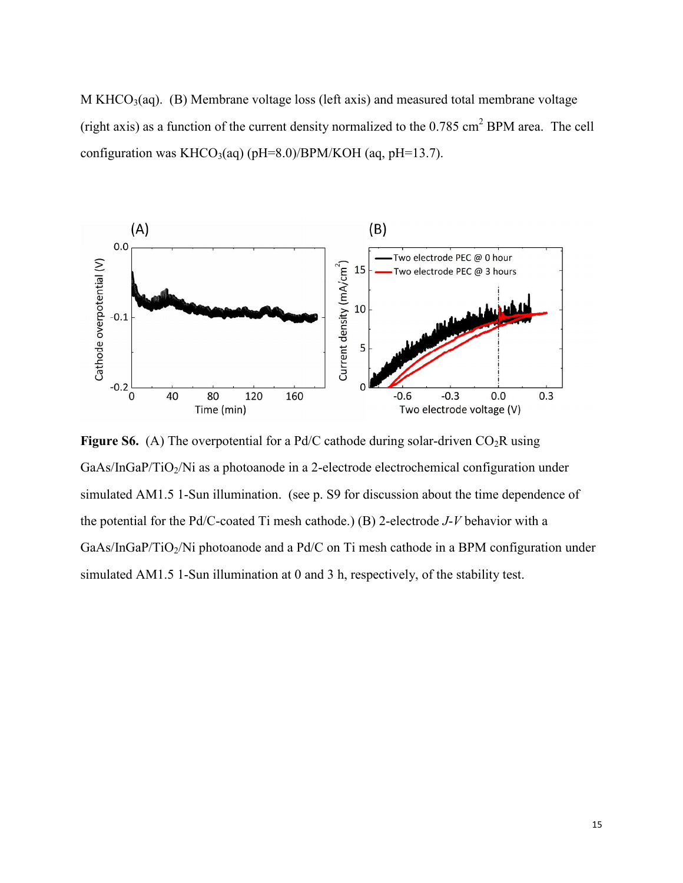M $KHCO_3$(aq). (B) Membrane voltage loss (left axis) and measured total membrane voltage (right axis) as a function of the current density normalized to the 0.785 cm$^2$ BPM area. The cell configuration was $KHCO_3$(aq) (pH=8.0)/BPM/KOH (aq, pH=13.7).

**Figure S6.** (A) The overpotential for a Pd/C cathode during solar-driven $CO_2$R using GaAs/InGaP/$TiO_2$/Ni as a photoanode in a 2-electrode electrochemical configuration under simulated AM1.5 1-Sun illumination. (see p. S9 for discussion about the time dependence of the potential for the Pd/C-coated Ti mesh cathode.) (B) 2-electrode *J-V* behavior with a GaAs/InGaP/$TiO_2$/Ni photoanode and a Pd/C on Ti mesh cathode in a BPM configuration under simulated AM1.5 1-Sun illumination at 0 and 3 h, respectively, of the stability test.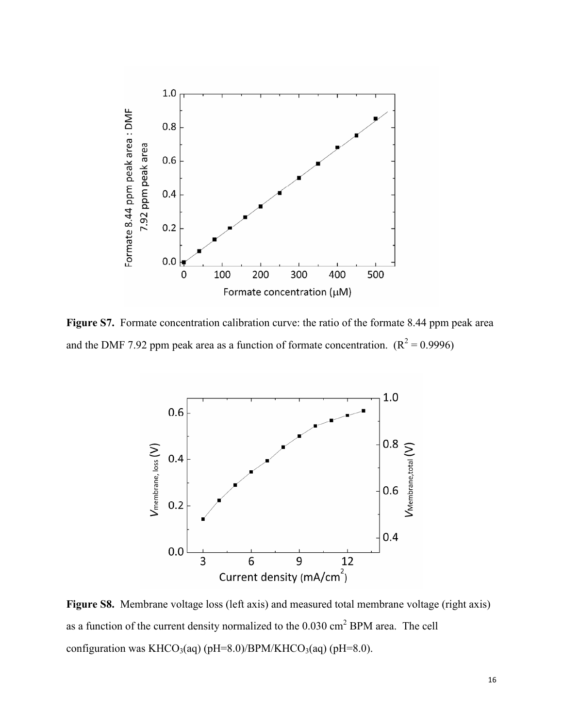**Figure S7.** Formate concentration calibration curve: the ratio of the formate 8.44 ppm peak area and the DMF 7.92 ppm peak area as a function of formate concentration. ($R^2 = 0.9996$)

**Figure S8.** Membrane voltage loss (left axis) and measured total membrane voltage (right axis) as a function of the current density normalized to the 0.030 $cm^2$ BPM area. The cell configuration was $KHCO_3$(aq) (pH=8.0)/BPM/$KHCO_3$(aq) (pH=8.0).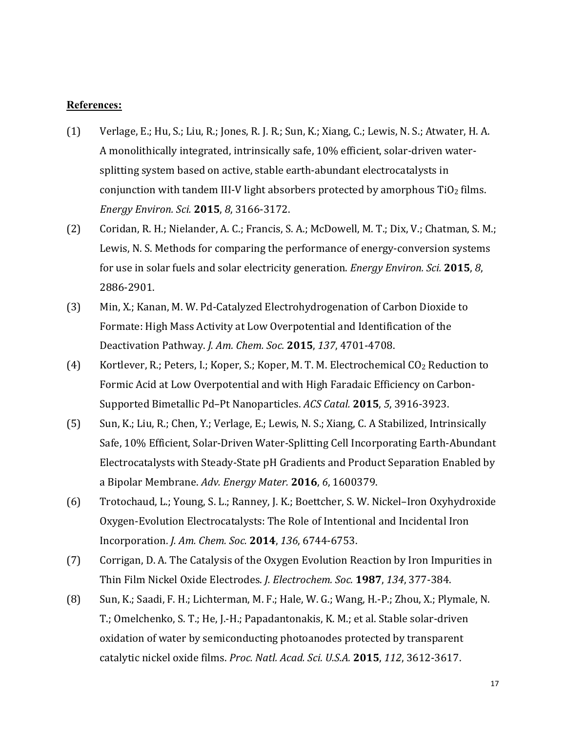**References:**

(1) Verlage, E.; Hu, S.; Liu, R.; Jones, R. J. R.; Sun, K.; Xiang, C.; Lewis, N. S.; Atwater, H. A. A monolithically integrated, intrinsically safe, 10% efficient, solar-driven water-splitting system based on active, stable earth-abundant electrocatalysts in conjunction with tandem III-V light absorbers protected by amorphous $TiO_2$ films. *Energy Environ. Sci.* **2015**, *8*, 3166-3172.

(2) Coridan, R. H.; Nielander, A. C.; Francis, S. A.; McDowell, M. T.; Dix, V.; Chatman, S. M.; Lewis, N. S. Methods for comparing the performance of energy-conversion systems for use in solar fuels and solar electricity generation. *Energy Environ. Sci.* **2015**, *8*, 2886-2901.

(3) Min, X.; Kanan, M. W. Pd-Catalyzed Electrohydrogenation of Carbon Dioxide to Formate: High Mass Activity at Low Overpotential and Identification of the Deactivation Pathway. *J. Am. Chem. Soc.* **2015**, *137*, 4701-4708.

(4) Kortlever, R.; Peters, I.; Koper, S.; Koper, M. T. M. Electrochemical $CO_2$ Reduction to Formic Acid at Low Overpotential and with High Faradaic Efficiency on Carbon-Supported Bimetallic Pd–Pt Nanoparticles. *ACS Catal.* **2015**, *5*, 3916-3923.

(5) Sun, K.; Liu, R.; Chen, Y.; Verlage, E.; Lewis, N. S.; Xiang, C. A Stabilized, Intrinsically Safe, 10% Efficient, Solar-Driven Water-Splitting Cell Incorporating Earth-Abundant Electrocatalysts with Steady-State pH Gradients and Product Separation Enabled by a Bipolar Membrane. *Adv. Energy Mater.* **2016**, *6*, 1600379.

(6) Trotochaud, L.; Young, S. L.; Ranney, J. K.; Boettcher, S. W. Nickel–Iron Oxyhydroxide Oxygen-Evolution Electrocatalysts: The Role of Intentional and Incidental Iron Incorporation. *J. Am. Chem. Soc.* **2014**, *136*, 6744-6753.

(7) Corrigan, D. A. The Catalysis of the Oxygen Evolution Reaction by Iron Impurities in Thin Film Nickel Oxide Electrodes. *J. Electrochem. Soc.* **1987**, *134*, 377-384.

(8) Sun, K.; Saadi, F. H.; Lichterman, M. F.; Hale, W. G.; Wang, H.-P.; Zhou, X.; Plymale, N. T.; Omelchenko, S. T.; He, J.-H.; Papadantonakis, K. M.; et al. Stable solar-driven oxidation of water by semiconducting photoanodes protected by transparent catalytic nickel oxide films. *Proc. Natl. Acad. Sci. U.S.A.* **2015**, *112*, 3612-3617.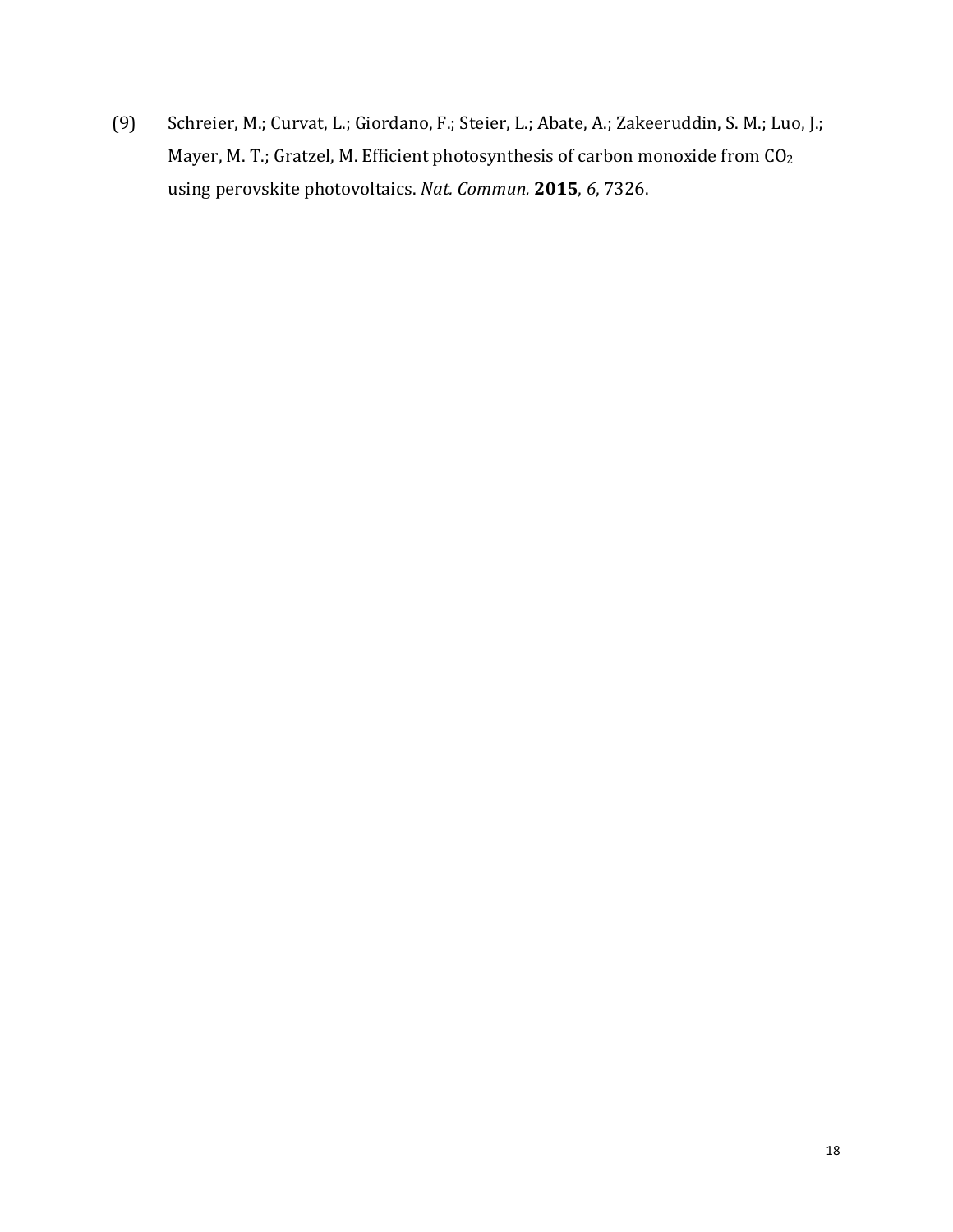(9) Schreier, M.; Curvat, L.; Giordano, F.; Steier, L.; Abate, A.; Zakeeruddin, S. M.; Luo, J.; Mayer, M. T.; Gratzel, M. Efficient photosynthesis of carbon monoxide from $CO_2$ using perovskite photovoltaics. *Nat. Commun.* **2015**, *6*, 7326.